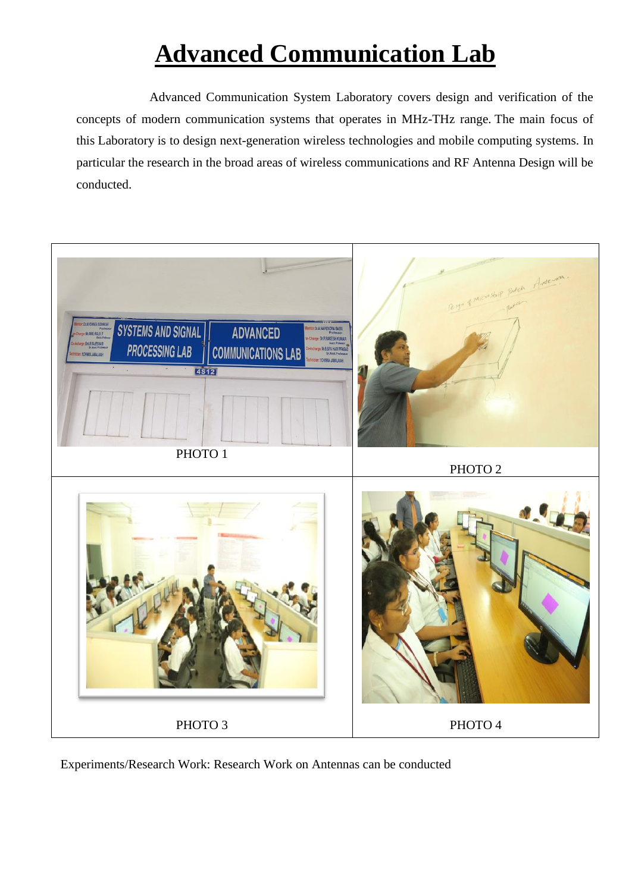# Advanced Communication Lab

Advanced Communication System Laboratory covers design and verification of the concepts of modern communication systems that operates in MHz-THz range. The main focus of this Laboratory is to design next-generation wireless technologies and mobile computing systems. In particular the research in the broad areas of wireless communications and RF Antenna Design will be conducted.

| PHOTO 1 | PHOTO 2 |
| --- | --- |
| PHOTO 3 | PHOTO 4 |

Experiments/Research Work: Research Work on Antennas can be conducted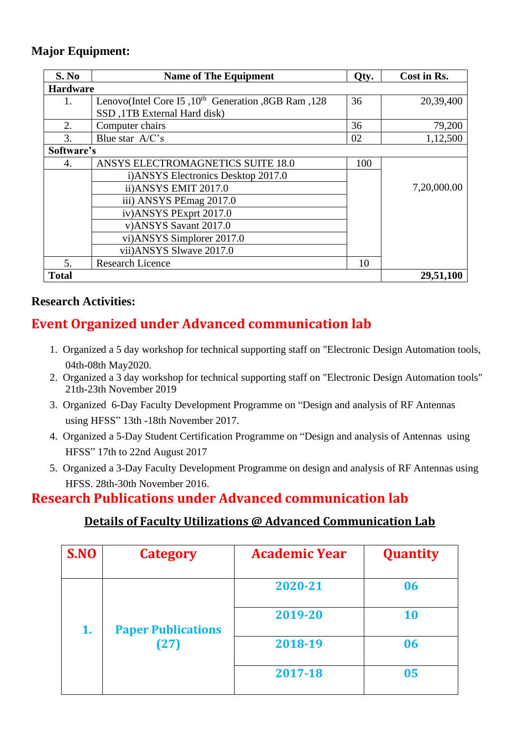### Major Equipment:

| S. No | Name of The Equipment | Qty. | Cost in Rs. |
|---|---|---|---|
| **Hardware** | | | |
| 1. | Lenovo(Intel Core I5 ,10th Generation ,8GB Ram ,128 SSD ,1TB External Hard disk) | 36 | 20,39,400 |
| 2. | Computer chairs | 36 | 79,200 |
| 3. | Blue star A/C's | 02 | 1,12,500 |
| **Software's** | | | |
| 4. | ANSYS ELECTROMAGNETICS SUITE 18.0 | 100 | 7,20,000.00 |
| | i)ANSYS Electronics Desktop 2017.0 | | |
| | ii)ANSYS EMIT 2017.0 | | |
| | iii) ANSYS PEmag 2017.0 | | |
| | iv)ANSYS PExprt 2017.0 | | |
| | v)ANSYS Savant 2017.0 | | |
| | vi)ANSYS Simplorer 2017.0 | | |
| | vii)ANSYS Slwave 2017.0 | | |
| 5. | Research Licence | 10 | |
| **Total** | | | **29,51,100** |

### Research Activities:

## Event Organized under Advanced communication lab

1. Organized a 5 day workshop for technical supporting staff on "Electronic Design Automation tools, 04th-08th May2020.
2. Organized a 3 day workshop for technical supporting staff on "Electronic Design Automation tools" 21th-23th November 2019
3. Organized 6-Day Faculty Development Programme on "Design and analysis of RF Antennas using HFSS" 13th -18th November 2017.
4. Organized a 5-Day Student Certification Programme on "Design and analysis of Antennas using HFSS" 17th to 22nd August 2017
5. Organized a 3-Day Faculty Development Programme on design and analysis of RF Antennas using HFSS. 28th-30th November 2016.

## Research Publications under Advanced communication lab

**Details of Faculty Utilizations @ Advanced Communication Lab**

| S.NO | Category | Academic Year | Quantity |
|---|---|---|---|
| 1. | Paper Publications (27) | 2020-21 | 06 |
| | | 2019-20 | 10 |
| | | 2018-19 | 06 |
| | | 2017-18 | 05 |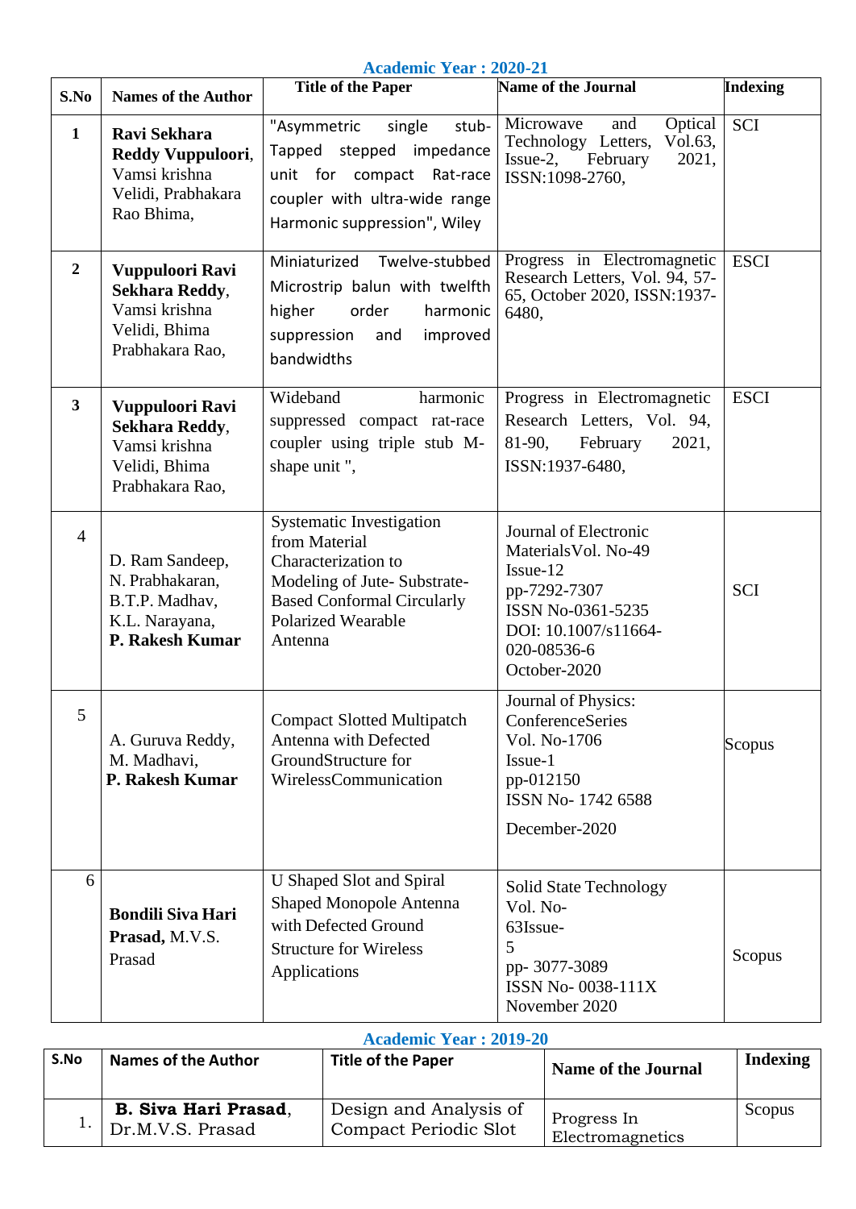## Academic Year : 2020-21

| S.No | Names of the Author | Title of the Paper | Name of the Journal | Indexing |
|---|---|---|---|---|
| **1** | **Ravi Sekhara Reddy Vuppuloori**, Vamsi krishna Velidi, Prabhakara Rao Bhima, | "Asymmetric single stub-Tapped stepped impedance unit for compact Rat-race coupler with ultra-wide range Harmonic suppression", Wiley | Microwave and Optical Technology Letters, Vol.63, Issue-2, February 2021, ISSN:1098-2760, | SCI |
| **2** | **Vuppuloori Ravi Sekhara Reddy**, Vamsi krishna Velidi, Bhima Prabhakara Rao, | Miniaturized Twelve-stubbed Microstrip balun with twelfth higher order harmonic suppression and improved bandwidths | Progress in Electromagnetic Research Letters, Vol. 94, 57-65, October 2020, ISSN:1937-6480, | ESCI |
| **3** | **Vuppuloori Ravi Sekhara Reddy**, Vamsi krishna Velidi, Bhima Prabhakara Rao, | Wideband harmonic suppressed compact rat-race coupler using triple stub M-shape unit ", | Progress in Electromagnetic Research Letters, Vol. 94, 81-90, February 2021, ISSN:1937-6480, | ESCI |
| 4 | D. Ram Sandeep, N. Prabhakaran, B.T.P. Madhav, K.L. Narayana, **P. Rakesh Kumar** | Systematic Investigation from Material Characterization to Modeling of Jute- Substrate-Based Conformal Circularly Polarized Wearable Antenna | Journal of Electronic MaterialsVol. No-49 Issue-12 pp-7292-7307 ISSN No-0361-5235 DOI: 10.1007/s11664-020-08536-6 October-2020 | SCI |
| 5 | A. Guruva Reddy, M. Madhavi, **P. Rakesh Kumar** | Compact Slotted Multipatch Antenna with Defected GroundStructure for WirelessCommunication | Journal of Physics: ConferenceSeries Vol. No-1706 Issue-1 pp-012150 ISSN No- 1742 6588 December-2020 | Scopus |
| 6 | **Bondili Siva Hari Prasad,** M.V.S. Prasad | U Shaped Slot and Spiral Shaped Monopole Antenna with Defected Ground Structure for Wireless Applications | Solid State Technology Vol. No-63Issue-5 pp- 3077-3089 ISSN No- 0038-111X November 2020 | Scopus |

## Academic Year : 2019-20

| S.No | Names of the Author | Title of the Paper | Name of the Journal | Indexing |
|---|---|---|---|---|
| 1. | **B. Siva Hari Prasad**, Dr.M.V.S. Prasad | Design and Analysis of Compact Periodic Slot | Progress In Electromagnetics | Scopus |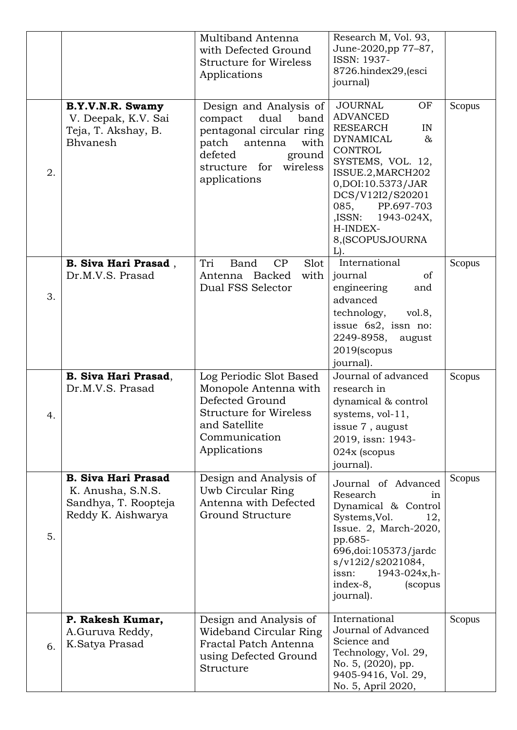|  |  |  |  |  |
|---|---|---|---|---|
|  |  | Multiband Antenna with Defected Ground Structure for Wireless Applications | Research M, Vol. 93, June-2020,pp 77–87, ISSN: 1937-8726.hindex29,(esci journal) |  |
| 2. | **B.Y.V.N.R. Swamy** V. Deepak, K.V. Sai Teja, T. Akshay, B. Bhvanesh | Design and Analysis of compact dual band pentagonal circular ring patch antenna with defeted ground structure for wireless applications | JOURNAL OF ADVANCED RESEARCH IN DYNAMICAL & CONTROL SYSTEMS, VOL. 12, ISSUE.2,MARCH2020,DOI:10.5373/JARDCS/V12I2/S20201085, PP.697-703 ,ISSN: 1943-024X, H-INDEX-8,(SCOPUSJOURNAL). | Scopus |
| 3. | **B. Siva Hari Prasad** , Dr.M.V.S. Prasad | Tri Band CP Slot Antenna Backed with Dual FSS Selector | International journal of engineering and advanced technology, vol.8, issue 6s2, issn no: 2249-8958, august 2019(scopus journal). | Scopus |
| 4. | **B. Siva Hari Prasad**, Dr.M.V.S. Prasad | Log Periodic Slot Based Monopole Antenna with Defected Ground Structure for Wireless and Satellite Communication Applications | Journal of advanced research in dynamical & control systems, vol-11, issue 7 , august 2019, issn: 1943-024x (scopus journal). | Scopus |
| 5. | **B. Siva Hari Prasad** K. Anusha, S.N.S. Sandhya, T. Roopteja Reddy K. Aishwarya | Design and Analysis of Uwb Circular Ring Antenna with Defected Ground Structure | Journal of Advanced Research in Dynamical & Control Systems,Vol. 12, Issue. 2, March-2020, pp.685-696,doi:105373/jardcs/v12i2/s2021084, issn: 1943-024x,h-index-8, (scopus journal). | Scopus |
| 6. | **P. Rakesh Kumar,** A.Guruva Reddy, K.Satya Prasad | Design and Analysis of Wideband Circular Ring Fractal Patch Antenna using Defected Ground Structure | International Journal of Advanced Science and Technology, Vol. 29, No. 5, (2020), pp. 9405-9416, Vol. 29, No. 5, April 2020, | Scopus |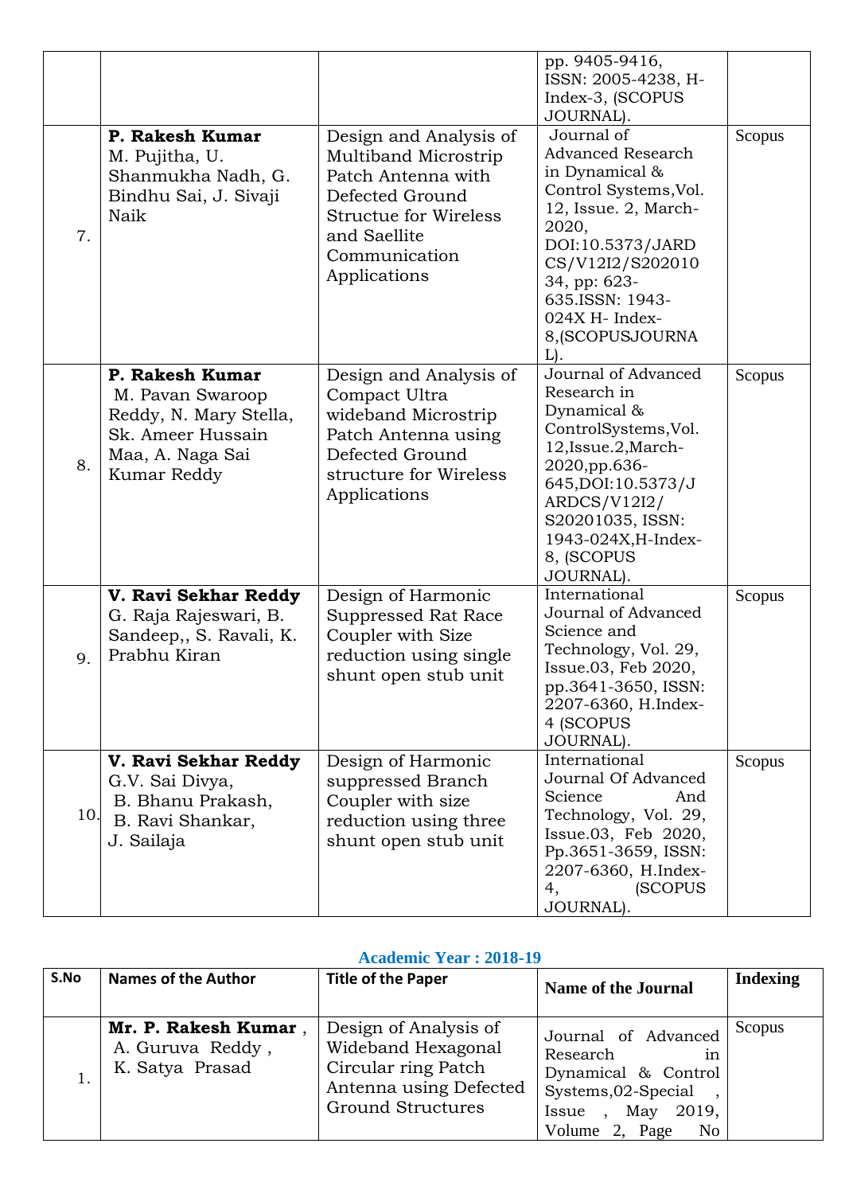| | | | | |
|---|---|---|---|---|
| | | | pp. 9405-9416, ISSN: 2005-4238, H-Index-3, (SCOPUS JOURNAL). | |
| 7. | **P. Rakesh Kumar** M. Pujitha, U. Shanmukha Nadh, G. Bindhu Sai, J. Sivaji Naik | Design and Analysis of Multiband Microstrip Patch Antenna with Defected Ground Structue for Wireless and Saellite Communication Applications | Journal of Advanced Research in Dynamical & Control Systems,Vol. 12, Issue. 2, March-2020, DOI:10.5373/JARDCS/V12I2/S20201034, pp: 623-635.ISSN: 1943-024X H- Index-8,(SCOPUSJOURNAL). | Scopus |
| 8. | **P. Rakesh Kumar** M. Pavan Swaroop Reddy, N. Mary Stella, Sk. Ameer Hussain Maa, A. Naga Sai Kumar Reddy | Design and Analysis of Compact Ultra wideband Microstrip Patch Antenna using Defected Ground structure for Wireless Applications | Journal of Advanced Research in Dynamical & ControlSystems,Vol. 12,Issue.2,March-2020,pp.636-645,DOI:10.5373/JARDCS/V12I2/S20201035, ISSN: 1943-024X,H-Index-8, (SCOPUS JOURNAL). | Scopus |
| 9. | **V. Ravi Sekhar Reddy** G. Raja Rajeswari, B. Sandeep,, S. Ravali, K. Prabhu Kiran | Design of Harmonic Suppressed Rat Race Coupler with Size reduction using single shunt open stub unit | International Journal of Advanced Science and Technology, Vol. 29, Issue.03, Feb 2020, pp.3641-3650, ISSN: 2207-6360, H.Index-4 (SCOPUS JOURNAL). | Scopus |
| 10. | **V. Ravi Sekhar Reddy** G.V. Sai Divya, B. Bhanu Prakash, B. Ravi Shankar, J. Sailaja | Design of Harmonic suppressed Branch Coupler with size reduction using three shunt open stub unit | International Journal Of Advanced Science And Technology, Vol. 29, Issue.03, Feb 2020, Pp.3651-3659, ISSN: 2207-6360, H.Index-4, (SCOPUS JOURNAL). | Scopus |

## Academic Year : 2018-19

| S.No | Names of the Author | Title of the Paper | Name of the Journal | Indexing |
|---|---|---|---|---|
| 1. | **Mr. P. Rakesh Kumar** , A. Guruva Reddy , K. Satya Prasad | Design of Analysis of Wideband Hexagonal Circular ring Patch Antenna using Defected Ground Structures | Journal of Advanced Research in Dynamical & Control Systems,02-Special , Issue , May 2019, Volume 2, Page No | Scopus |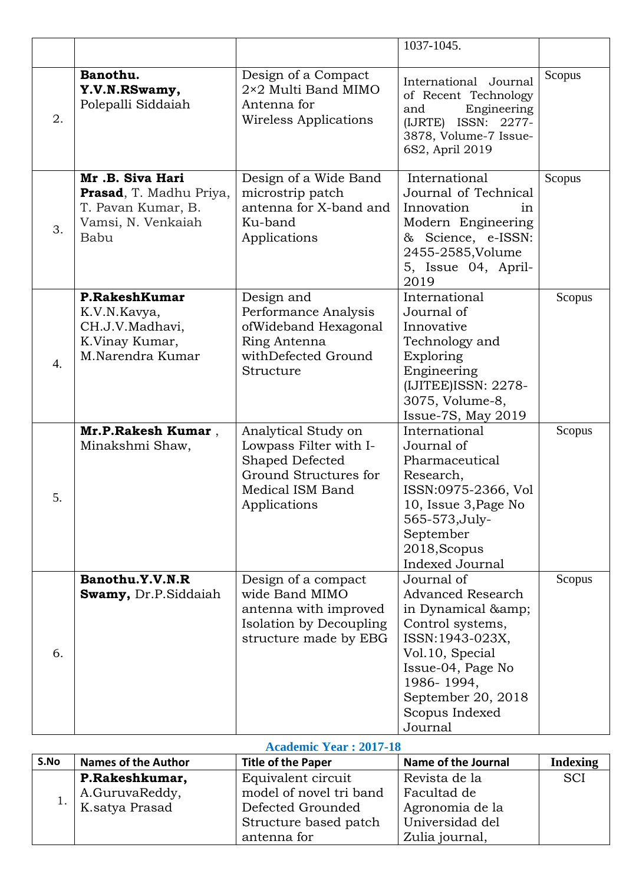| | | | 1037-1045. | |
|---|---|---|---|---|
| 2. | **Banothu. Y.V.N.RSwamy,** Polepalli Siddaiah | Design of a Compact 2×2 Multi Band MIMO Antenna for Wireless Applications | International Journal of Recent Technology and Engineering (IJRTE) ISSN: 2277-3878, Volume-7 Issue-6S2, April 2019 | Scopus |
| 3. | **Mr .B. Siva Hari Prasad**, T. Madhu Priya, T. Pavan Kumar, B. Vamsi, N. Venkaiah Babu | Design of a Wide Band microstrip patch antenna for X-band and Ku-band Applications | International Journal of Technical Innovation in Modern Engineering & Science, e-ISSN: 2455-2585,Volume 5, Issue 04, April-2019 | Scopus |
| 4. | **P.RakeshKumar** K.V.N.Kavya, CH.J.V.Madhavi, K.Vinay Kumar, M.Narendra Kumar | Design and Performance Analysis ofWideband Hexagonal Ring Antenna withDefected Ground Structure | International Journal of Innovative Technology and Exploring Engineering (IJITEE)ISSN: 2278-3075, Volume-8, Issue-7S, May 2019 | Scopus |
| 5. | **Mr.P.Rakesh Kumar** , Minakshmi Shaw, | Analytical Study on Lowpass Filter with I-Shaped Defected Ground Structures for Medical ISM Band Applications | International Journal of Pharmaceutical Research, ISSN:0975-2366, Vol 10, Issue 3,Page No 565-573,July-September 2018,Scopus Indexed Journal | Scopus |
| 6. | **Banothu.Y.V.N.R Swamy,** Dr.P.Siddaiah | Design of a compact wide Band MIMO antenna with improved Isolation by Decoupling structure made by EBG | Journal of Advanced Research in Dynamical &amp; Control systems, ISSN:1943-023X, Vol.10, Special Issue-04, Page No 1986- 1994, September 20, 2018 Scopus Indexed Journal | Scopus |

**Academic Year : 2017-18**

| S.No | Names of the Author | Title of the Paper | Name of the Journal | Indexing |
|---|---|---|---|---|
| 1. | **P.Rakeshkumar,** A.GuruvaReddy, K.satya Prasad | Equivalent circuit model of novel tri band Defected Grounded Structure based patch antenna for | Revista de la Facultad de Agronomia de la Universidad del Zulia journal, | SCI |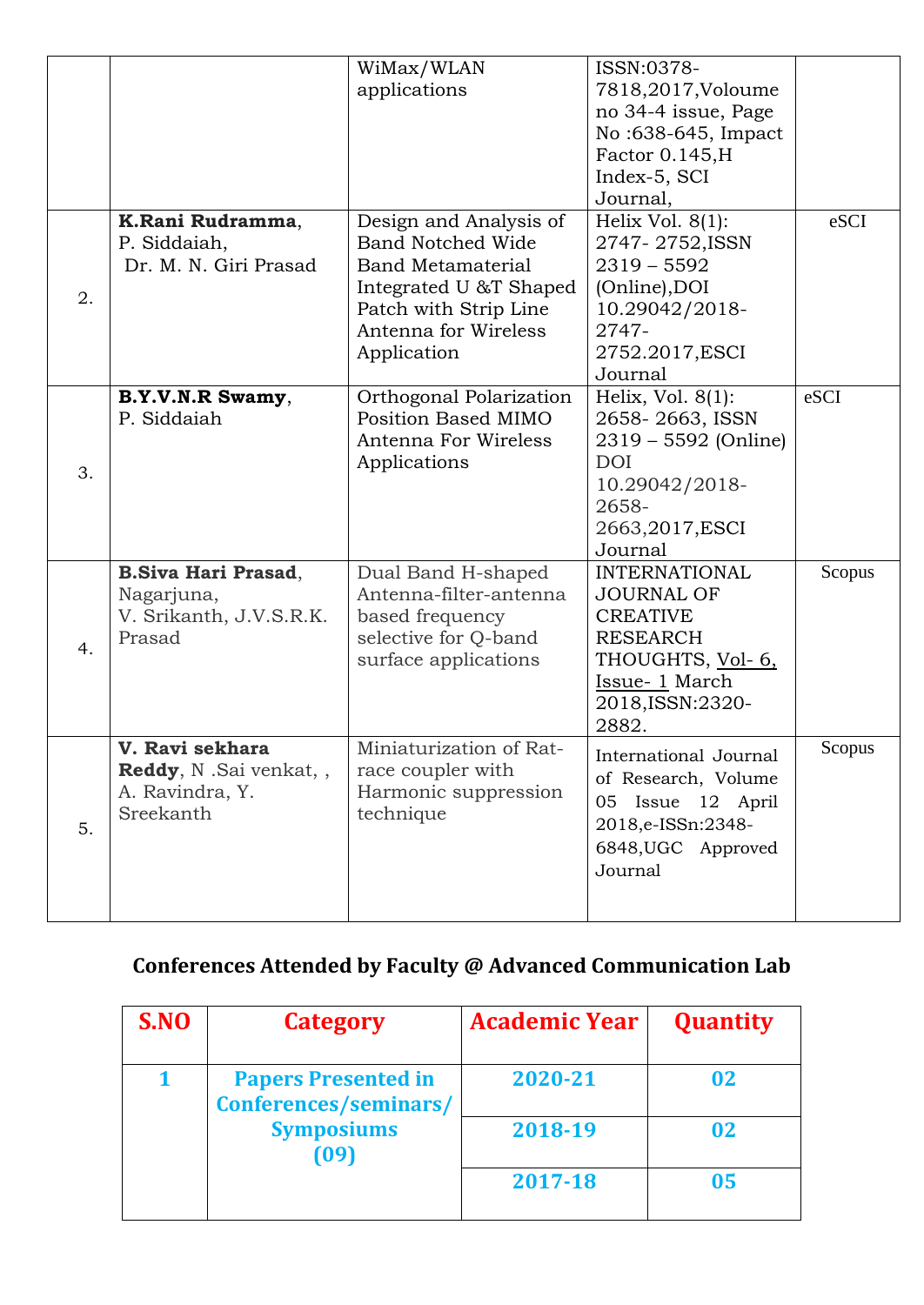| | | WiMax/WLAN applications | ISSN:0378-7818,2017,Voloume no 34-4 issue, Page No :638-645, Impact Factor 0.145,H Index-5, SCI Journal, | |
|---|---|---|---|---|
| 2. | **K.Rani Rudramma**, P. Siddaiah, Dr. M. N. Giri Prasad | Design and Analysis of Band Notched Wide Band Metamaterial Integrated U &T Shaped Patch with Strip Line Antenna for Wireless Application | Helix Vol. 8(1): 2747- 2752,ISSN 2319 – 5592 (Online),DOI 10.29042/2018-2747-2752.2017,ESCI Journal | eSCI |
| 3. | **B.Y.V.N.R Swamy**, P. Siddaiah | Orthogonal Polarization Position Based MIMO Antenna For Wireless Applications | Helix, Vol. 8(1): 2658- 2663, ISSN 2319 – 5592 (Online) DOI 10.29042/2018-2658-2663,2017,ESCI Journal | eSCI |
| 4. | **B.Siva Hari Prasad**, Nagarjuna, V. Srikanth, J.V.S.R.K. Prasad | Dual Band H-shaped Antenna-filter-antenna based frequency selective for Q-band surface applications | INTERNATIONAL JOURNAL OF CREATIVE RESEARCH THOUGHTS, Vol- 6, Issue- 1 March 2018,ISSN:2320-2882. | Scopus |
| 5. | **V. Ravi sekhara Reddy**, N .Sai venkat, , A. Ravindra, Y. Sreekanth | Miniaturization of Rat-race coupler with Harmonic suppression technique | International Journal of Research, Volume 05 Issue 12 April 2018,e-ISSn:2348-6848,UGC Approved Journal | Scopus |

## Conferences Attended by Faculty @ Advanced Communication Lab

| S.NO | Category | Academic Year | Quantity |
|---|---|---|---|
| 1 | Papers Presented in Conferences/seminars/ Symposiums (09) | 2020-21 | 02 |
| | | 2018-19 | 02 |
| | | 2017-18 | 05 |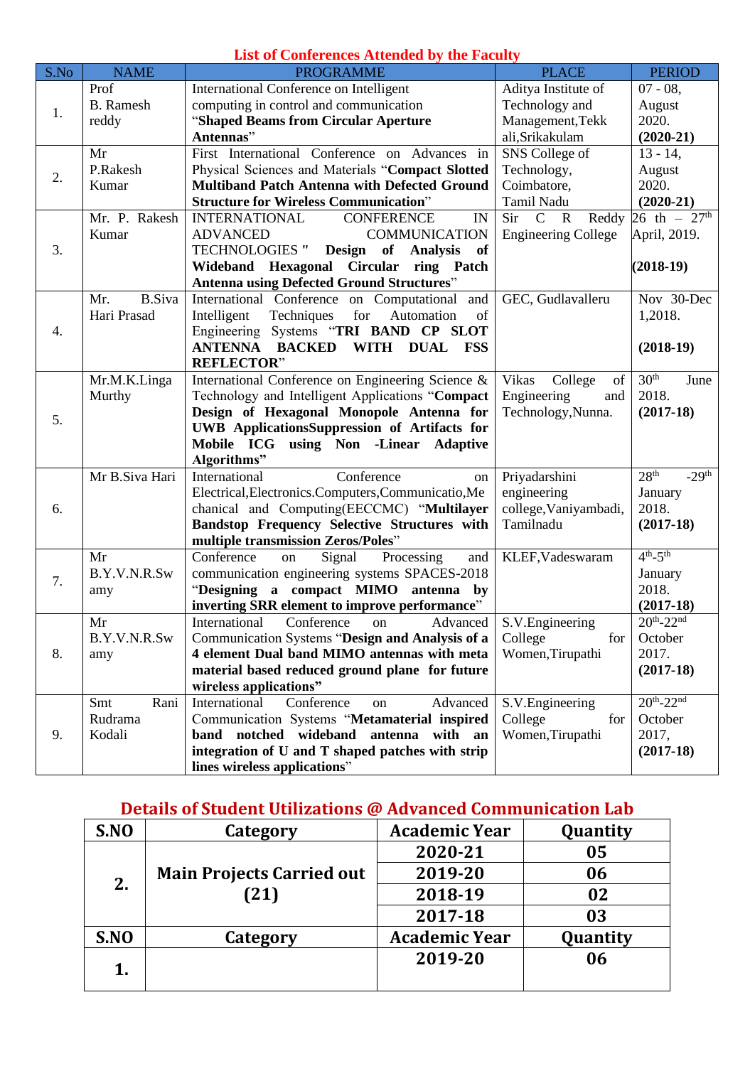## List of Conferences Attended by the Faculty

| S.No | NAME | PROGRAMME | PLACE | PERIOD |
|---|---|---|---|---|
| 1. | Prof B. Ramesh reddy | International Conference on Intelligent computing in control and communication "**Shaped Beams from Circular Aperture Antennas**" | Aditya Institute of Technology and Management,Tekkali,Srikakulam | 07 - 08, August 2020. **(2020-21)** |
| 2. | Mr P.Rakesh Kumar | First International Conference on Advances in Physical Sciences and Materials "**Compact Slotted Multiband Patch Antenna with Defected Ground Structure for Wireless Communication**" | SNS College of Technology, Coimbatore, Tamil Nadu | 13 - 14, August 2020. **(2020-21)** |
| 3. | Mr. P. Rakesh Kumar | INTERNATIONAL CONFERENCE IN ADVANCED COMMUNICATION TECHNOLOGIES " **Design of Analysis of Wideband Hexagonal Circular ring Patch Antenna using Defected Ground Structures**" | Sir C R Reddy Engineering College | 26 th – 27th April, 2019. **(2018-19)** |
| 4. | Mr. B.Siva Hari Prasad | International Conference on Computational and Intelligent Techniques for Automation of Engineering Systems "**TRI BAND CP SLOT ANTENNA BACKED WITH DUAL FSS REFLECTOR**" | GEC, Gudlavalleru | Nov 30-Dec 1,2018. **(2018-19)** |
| 5. | Mr.M.K.Linga Murthy | International Conference on Engineering Science & Technology and Intelligent Applications "**Compact Design of Hexagonal Monopole Antenna for UWB ApplicationsSuppression of Artifacts for Mobile ICG using Non -Linear Adaptive Algorithms"** | Vikas College of Engineering and Technology,Nunna. | 30th June 2018. **(2017-18)** |
| 6. | Mr B.Siva Hari | International Conference on Electrical,Electronics.Computers,Communicatio,Mechanical and Computing(EECCMC) "**Multilayer Bandstop Frequency Selective Structures with multiple transmission Zeros/Poles**" | Priyadarshini engineering college,Vaniyambadi, Tamilnadu | 28th -29th January 2018. **(2017-18)** |
| 7. | Mr B.Y.V.N.R.Swamy | Conference on Signal Processing and communication engineering systems SPACES-2018 "**Designing a compact MIMO antenna by inverting SRR element to improve performance**" | KLEF,Vadeswaram | 4th-5th January 2018. **(2017-18)** |
| 8. | Mr B.Y.V.N.R.Swamy | International Conference on Advanced Communication Systems "**Design and Analysis of a 4 element Dual band MIMO antennas with meta material based reduced ground plane for future wireless applications"** | S.V.Engineering College for Women,Tirupathi | 20th-22nd October 2017. **(2017-18)** |
| 9. | Smt Rani Rudrama Kodali | International Conference on Advanced Communication Systems "**Metamaterial inspired band notched wideband antenna with an integration of U and T shaped patches with strip lines wireless applications**" | S.V.Engineering College for Women,Tirupathi | 20th-22nd October 2017, **(2017-18)** |

## Details of Student Utilizations @ Advanced Communication Lab

| S.NO | Category | Academic Year | Quantity |
|---|---|---|---|
| 2. | Main Projects Carried out (21) | 2020-21 | 05 |
| | | 2019-20 | 06 |
| | | 2018-19 | 02 |
| | | 2017-18 | 03 |
| **S.NO** | **Category** | **Academic Year** | **Quantity** |
| 1. | | 2019-20 | 06 |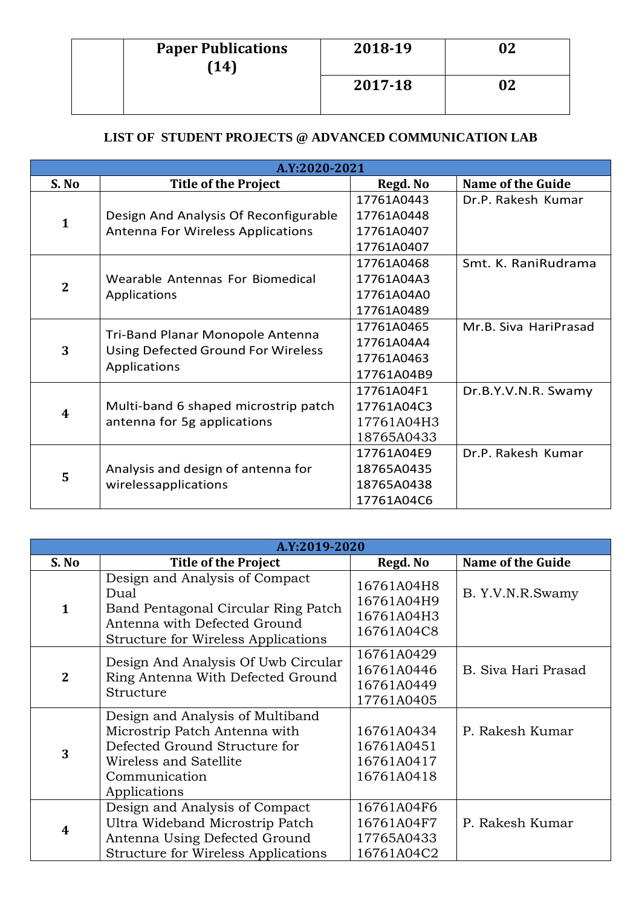| | Paper Publications (14) | 2018-19 | 02 |
|---|---|---|---|
| | | 2017-18 | 02 |

**LIST OF STUDENT PROJECTS @ ADVANCED COMMUNICATION LAB**

| A.Y:2020-2021 | | | |
|---|---|---|---|
| **S. No** | **Title of the Project** | **Regd. No** | **Name of the Guide** |
| 1 | Design And Analysis Of Reconfigurable Antenna For Wireless Applications | 17761A0443<br>17761A0448<br>17761A0407<br>17761A0407 | Dr.P. Rakesh Kumar |
| 2 | Wearable Antennas For Biomedical Applications | 17761A0468<br>17761A04A3<br>17761A04A0<br>17761A0489 | Smt. K. RaniRudrama |
| 3 | Tri-Band Planar Monopole Antenna Using Defected Ground For Wireless Applications | 17761A0465<br>17761A04A4<br>17761A0463<br>17761A04B9 | Mr.B. Siva HariPrasad |
| 4 | Multi-band 6 shaped microstrip patch antenna for 5g applications | 17761A04F1<br>17761A04C3<br>17761A04H3<br>18765A0433 | Dr.B.Y.V.N.R. Swamy |
| 5 | Analysis and design of antenna for wirelessapplications | 17761A04E9<br>18765A0435<br>18765A0438<br>17761A04C6 | Dr.P. Rakesh Kumar |

| A.Y:2019-2020 | | | |
|---|---|---|---|
| **S. No** | **Title of the Project** | **Regd. No** | **Name of the Guide** |
| 1 | Design and Analysis of Compact Dual Band Pentagonal Circular Ring Patch Antenna with Defected Ground Structure for Wireless Applications | 16761A04H8<br>16761A04H9<br>16761A04H3<br>16761A04C8 | B. Y.V.N.R.Swamy |
| 2 | Design And Analysis Of Uwb Circular Ring Antenna With Defected Ground Structure | 16761A0429<br>16761A0446<br>16761A0449<br>17761A0405 | B. Siva Hari Prasad |
| 3 | Design and Analysis of Multiband Microstrip Patch Antenna with Defected Ground Structure for Wireless and Satellite Communication Applications | 16761A0434<br>16761A0451<br>16761A0417<br>16761A0418 | P. Rakesh Kumar |
| 4 | Design and Analysis of Compact Ultra Wideband Microstrip Patch Antenna Using Defected Ground Structure for Wireless Applications | 16761A04F6<br>16761A04F7<br>17765A0433<br>16761A04C2 | P. Rakesh Kumar |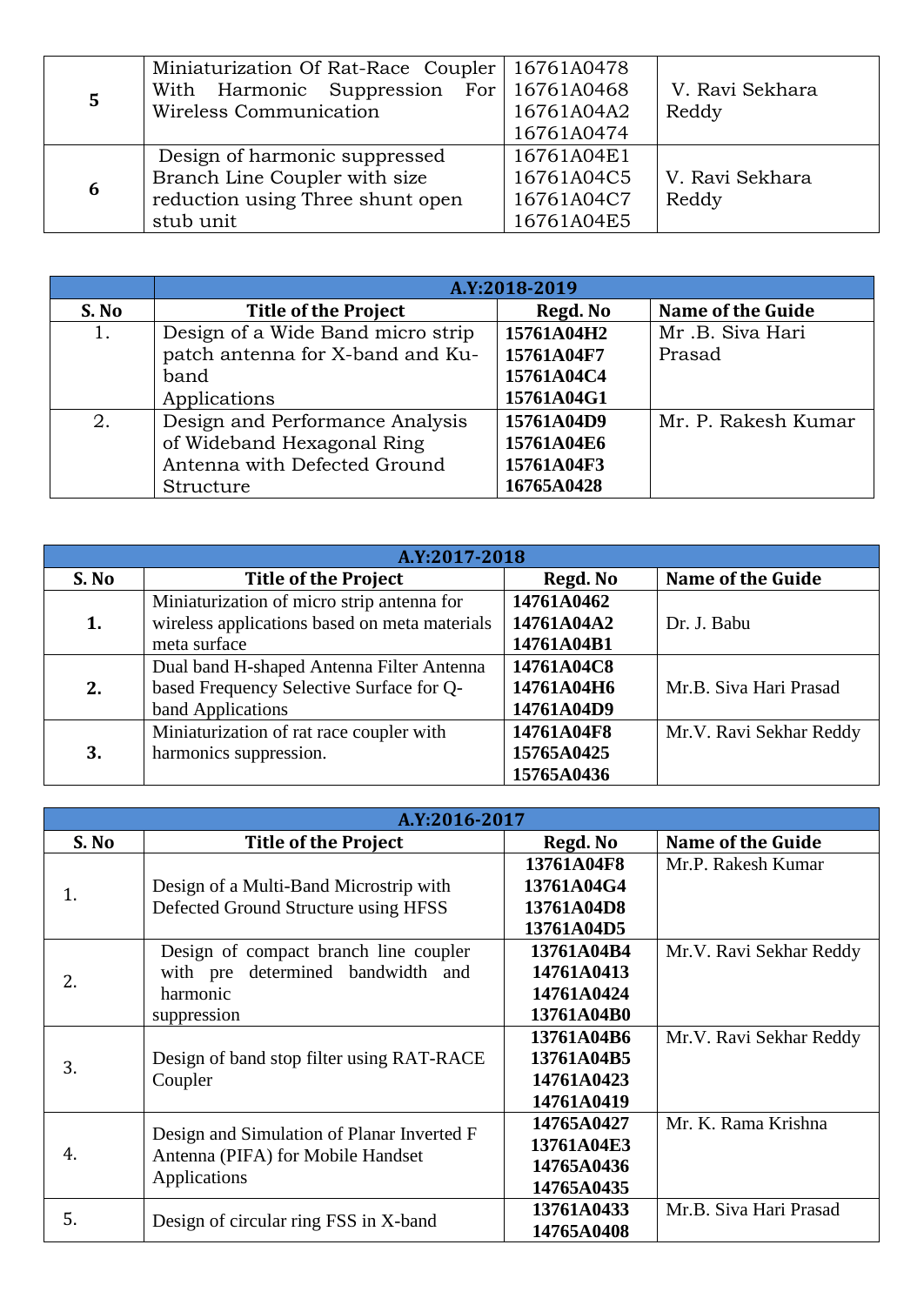| | | | |
|---|---|---|---|
| **5** | Miniaturization Of Rat-Race Coupler With Harmonic Suppression For Wireless Communication | 16761A0478<br>16761A0468<br>16761A04A2<br>16761A0474 | V. Ravi Sekhara Reddy |
| **6** | Design of harmonic suppressed Branch Line Coupler with size reduction using Three shunt open stub unit | 16761A04E1<br>16761A04C5<br>16761A04C7<br>16761A04E5 | V. Ravi Sekhara Reddy |

| | **A.Y:2018-2019** | | |
|---|---|---|---|
| **S. No** | **Title of the Project** | **Regd. No** | **Name of the Guide** |
| 1. | Design of a Wide Band micro strip patch antenna for X-band and Ku-band Applications | **15761A04H2**<br>**15761A04F7**<br>**15761A04C4**<br>**15761A04G1** | Mr .B. Siva Hari Prasad |
| 2. | Design and Performance Analysis of Wideband Hexagonal Ring Antenna with Defected Ground Structure | **15761A04D9**<br>**15761A04E6**<br>**15761A04F3**<br>**16765A0428** | Mr. P. Rakesh Kumar |

| **A.Y:2017-2018** | | | |
|---|---|---|---|
| **S. No** | **Title of the Project** | **Regd. No** | **Name of the Guide** |
| **1.** | Miniaturization of micro strip antenna for wireless applications based on meta materials meta surface | **14761A0462**<br>**14761A04A2**<br>**14761A04B1** | Dr. J. Babu |
| **2.** | Dual band H-shaped Antenna Filter Antenna based Frequency Selective Surface for Q-band Applications | **14761A04C8**<br>**14761A04H6**<br>**14761A04D9** | Mr.B. Siva Hari Prasad |
| **3.** | Miniaturization of rat race coupler with harmonics suppression. | **14761A04F8**<br>**15765A0425**<br>**15765A0436** | Mr.V. Ravi Sekhar Reddy |

| **A.Y:2016-2017** | | | |
|---|---|---|---|
| **S. No** | **Title of the Project** | **Regd. No** | **Name of the Guide** |
| 1. | Design of a Multi-Band Microstrip with Defected Ground Structure using HFSS | **13761A04F8**<br>**13761A04G4**<br>**13761A04D8**<br>**13761A04D5** | Mr.P. Rakesh Kumar |
| 2. | Design of compact branch line coupler with pre determined bandwidth and harmonic suppression | **13761A04B4**<br>**14761A0413**<br>**14761A0424**<br>**13761A04B0** | Mr.V. Ravi Sekhar Reddy |
| 3. | Design of band stop filter using RAT-RACE Coupler | **13761A04B6**<br>**13761A04B5**<br>**14761A0423**<br>**14761A0419** | Mr.V. Ravi Sekhar Reddy |
| 4. | Design and Simulation of Planar Inverted F Antenna (PIFA) for Mobile Handset Applications | **14765A0427**<br>**13761A04E3**<br>**14765A0436**<br>**14765A0435** | Mr. K. Rama Krishna |
| 5. | Design of circular ring FSS in X-band | **13761A0433**<br>**14765A0408** | Mr.B. Siva Hari Prasad |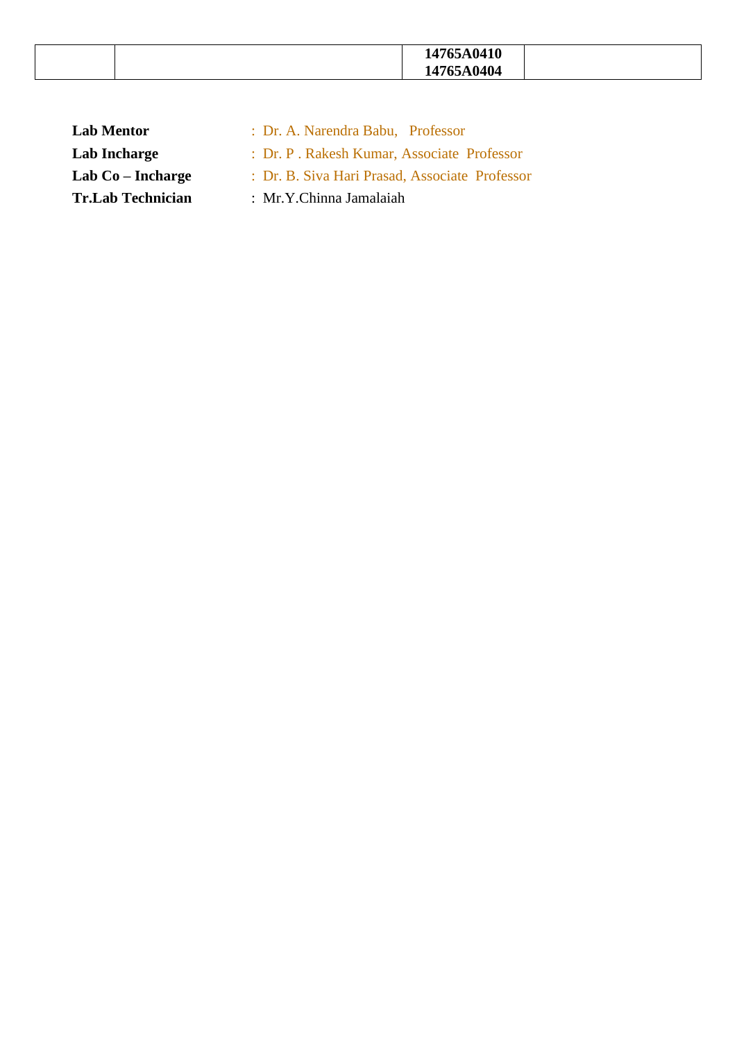| | | | |
|---|---|---|---|
| | | **14765A0410** **14765A0404** | |

**Lab Mentor** : Dr. A. Narendra Babu, Professor

**Lab Incharge** : Dr. P . Rakesh Kumar, Associate Professor

**Lab Co – Incharge** : Dr. B. Siva Hari Prasad, Associate Professor

**Tr.Lab Technician** : Mr.Y.Chinna Jamalaiah